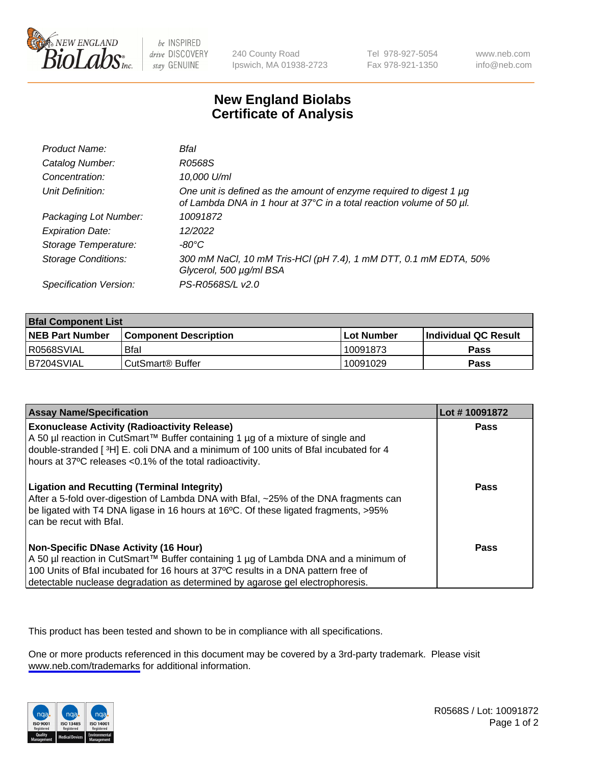240 County Road
Ipswich, MA 01938-2723

Tel 978-927-5054
Fax 978-921-1350

www.neb.com
info@neb.com

# New England Biolabs
# Certificate of Analysis

| | |
|---|---|
| *Product Name:* | *BfaI* |
| *Catalog Number:* | *R0568S* |
| *Concentration:* | *10,000 U/ml* |
| *Unit Definition:* | *One unit is defined as the amount of enzyme required to digest 1 µg of Lambda DNA in 1 hour at 37°C in a total reaction volume of 50 µl.* |
| *Packaging Lot Number:* | *10091872* |
| *Expiration Date:* | *12/2022* |
| *Storage Temperature:* | *-80°C* |
| *Storage Conditions:* | *300 mM NaCl, 10 mM Tris-HCl (pH 7.4), 1 mM DTT, 0.1 mM EDTA, 50% Glycerol, 500 µg/ml BSA* |
| *Specification Version:* | *PS-R0568S/L v2.0* |

| BfaI Component List | | | |
|---|---|---|---|
| **NEB Part Number** | **Component Description** | **Lot Number** | **Individual QC Result** |
| R0568SVIAL | BfaI | 10091873 | **Pass** |
| B7204SVIAL | CutSmart® Buffer | 10091029 | **Pass** |

| Assay Name/Specification | Lot # 10091872 |
|---|---|
| **Exonuclease Activity (Radioactivity Release)** A 50 µl reaction in CutSmart™ Buffer containing 1 µg of a mixture of single and double-stranded [ $^3$H] E. coli DNA and a minimum of 100 units of BfaI incubated for 4 hours at 37ºC releases <0.1% of the total radioactivity. | **Pass** |
| **Ligation and Recutting (Terminal Integrity)** After a 5-fold over-digestion of Lambda DNA with BfaI, ~25% of the DNA fragments can be ligated with T4 DNA ligase in 16 hours at 16ºC. Of these ligated fragments, >95% can be recut with BfaI. | **Pass** |
| **Non-Specific DNase Activity (16 Hour)** A 50 µl reaction in CutSmart™ Buffer containing 1 µg of Lambda DNA and a minimum of 100 Units of BfaI incubated for 16 hours at 37ºC results in a DNA pattern free of detectable nuclease degradation as determined by agarose gel electrophoresis. | **Pass** |

This product has been tested and shown to be in compliance with all specifications.

One or more products referenced in this document may be covered by a 3rd-party trademark. Please visit www.neb.com/trademarks for additional information.

R0568S / Lot: 10091872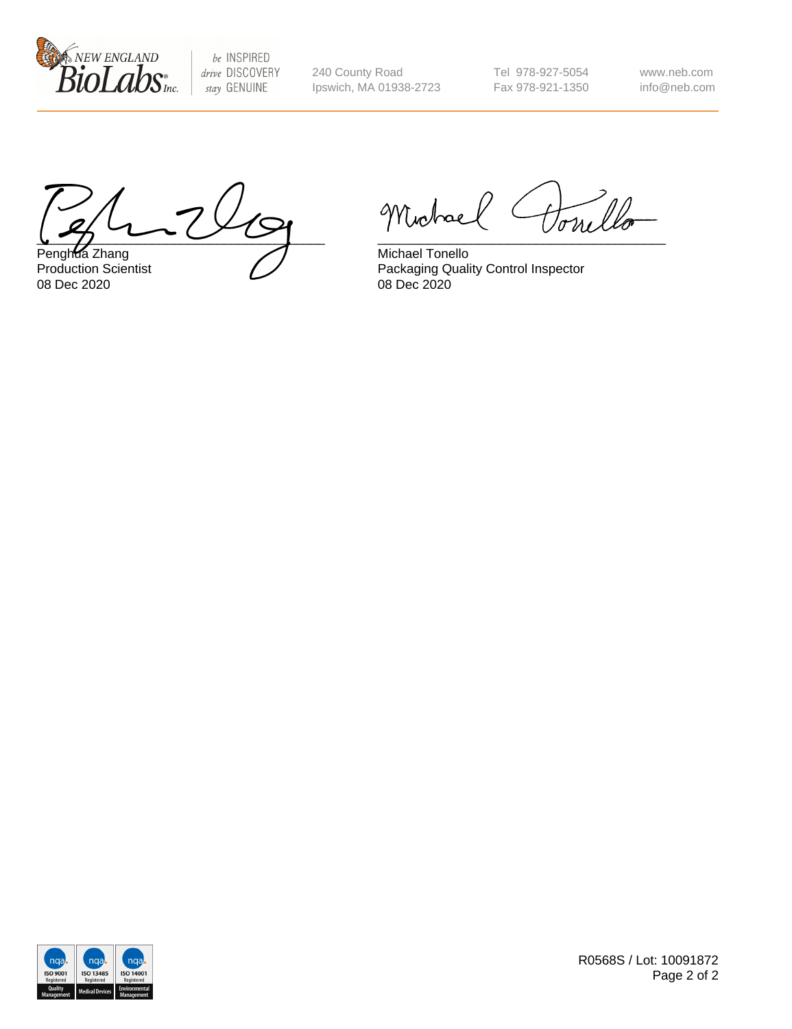Penghua Zhang
Production Scientist
08 Dec 2020

Michael Tonello
Packaging Quality Control Inspector
08 Dec 2020